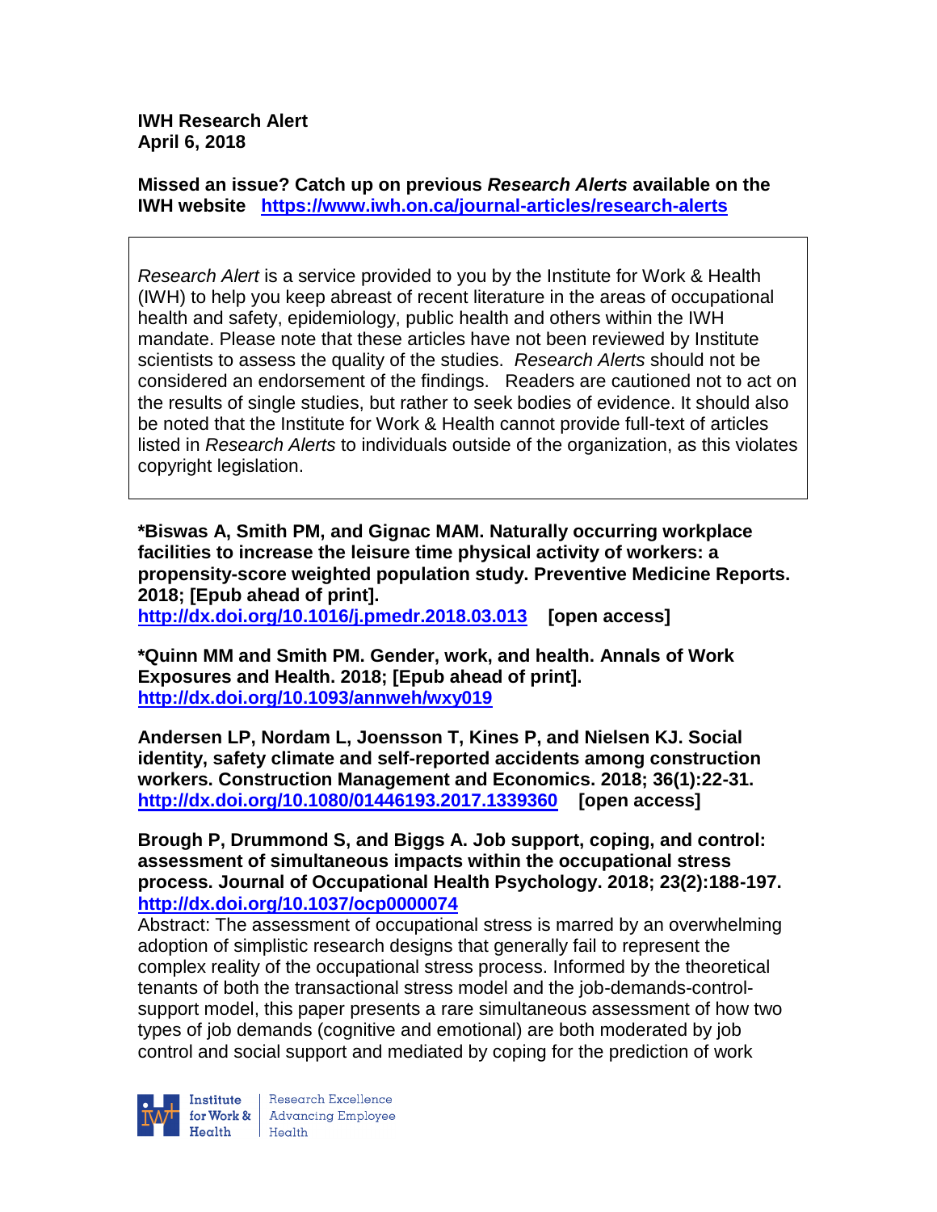**IWH Research Alert**
**April 6, 2018**

**Missed an issue? Catch up on previous *Research Alerts* available on the IWH website https://www.iwh.on.ca/journal-articles/research-alerts**

*Research Alert* is a service provided to you by the Institute for Work & Health (IWH) to help you keep abreast of recent literature in the areas of occupational health and safety, epidemiology, public health and others within the IWH mandate. Please note that these articles have not been reviewed by Institute scientists to assess the quality of the studies. *Research Alerts* should not be considered an endorsement of the findings. Readers are cautioned not to act on the results of single studies, but rather to seek bodies of evidence. It should also be noted that the Institute for Work & Health cannot provide full-text of articles listed in *Research Alerts* to individuals outside of the organization, as this violates copyright legislation.

**\*Biswas A, Smith PM, and Gignac MAM. Naturally occurring workplace facilities to increase the leisure time physical activity of workers: a propensity-score weighted population study. Preventive Medicine Reports. 2018; [Epub ahead of print].**
**http://dx.doi.org/10.1016/j.pmedr.2018.03.013 [open access]**

**\*Quinn MM and Smith PM. Gender, work, and health. Annals of Work Exposures and Health. 2018; [Epub ahead of print].**
**http://dx.doi.org/10.1093/annweh/wxy019**

**Andersen LP, Nordam L, Joensson T, Kines P, and Nielsen KJ. Social identity, safety climate and self-reported accidents among construction workers. Construction Management and Economics. 2018; 36(1):22-31.**
**http://dx.doi.org/10.1080/01446193.2017.1339360 [open access]**

**Brough P, Drummond S, and Biggs A. Job support, coping, and control: assessment of simultaneous impacts within the occupational stress process. Journal of Occupational Health Psychology. 2018; 23(2):188-197.**
**http://dx.doi.org/10.1037/ocp0000074**
Abstract: The assessment of occupational stress is marred by an overwhelming adoption of simplistic research designs that generally fail to represent the complex reality of the occupational stress process. Informed by the theoretical tenants of both the transactional stress model and the job-demands-control-support model, this paper presents a rare simultaneous assessment of how two types of job demands (cognitive and emotional) are both moderated by job control and social support and mediated by coping for the prediction of work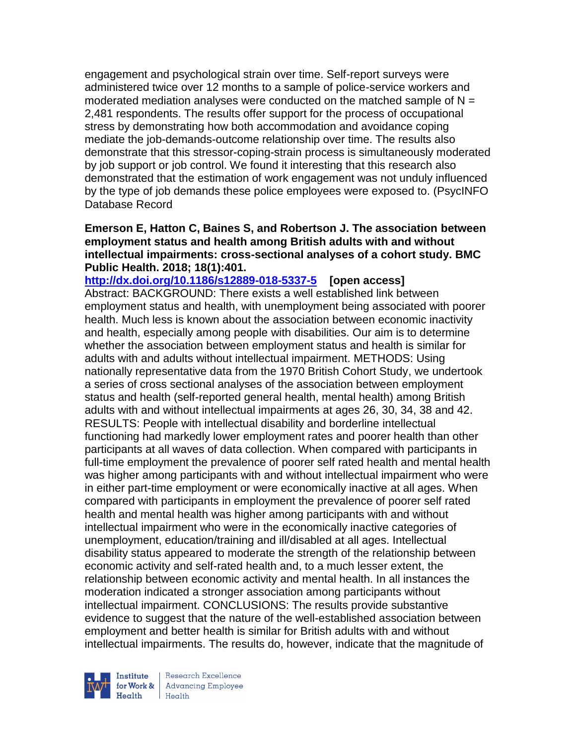engagement and psychological strain over time. Self-report surveys were administered twice over 12 months to a sample of police-service workers and moderated mediation analyses were conducted on the matched sample of N = 2,481 respondents. The results offer support for the process of occupational stress by demonstrating how both accommodation and avoidance coping mediate the job-demands-outcome relationship over time. The results also demonstrate that this stressor-coping-strain process is simultaneously moderated by job support or job control. We found it interesting that this research also demonstrated that the estimation of work engagement was not unduly influenced by the type of job demands these police employees were exposed to. (PsycINFO Database Record

**Emerson E, Hatton C, Baines S, and Robertson J. The association between employment status and health among British adults with and without intellectual impairments: cross-sectional analyses of a cohort study. BMC Public Health. 2018; 18(1):401.**

**http://dx.doi.org/10.1186/s12889-018-5337-5 [open access]**

Abstract: BACKGROUND: There exists a well established link between employment status and health, with unemployment being associated with poorer health. Much less is known about the association between economic inactivity and health, especially among people with disabilities. Our aim is to determine whether the association between employment status and health is similar for adults with and adults without intellectual impairment. METHODS: Using nationally representative data from the 1970 British Cohort Study, we undertook a series of cross sectional analyses of the association between employment status and health (self-reported general health, mental health) among British adults with and without intellectual impairments at ages 26, 30, 34, 38 and 42. RESULTS: People with intellectual disability and borderline intellectual functioning had markedly lower employment rates and poorer health than other participants at all waves of data collection. When compared with participants in full-time employment the prevalence of poorer self rated health and mental health was higher among participants with and without intellectual impairment who were in either part-time employment or were economically inactive at all ages. When compared with participants in employment the prevalence of poorer self rated health and mental health was higher among participants with and without intellectual impairment who were in the economically inactive categories of unemployment, education/training and ill/disabled at all ages. Intellectual disability status appeared to moderate the strength of the relationship between economic activity and self-rated health and, to a much lesser extent, the relationship between economic activity and mental health. In all instances the moderation indicated a stronger association among participants without intellectual impairment. CONCLUSIONS: The results provide substantive evidence to suggest that the nature of the well-established association between employment and better health is similar for British adults with and without intellectual impairments. The results do, however, indicate that the magnitude of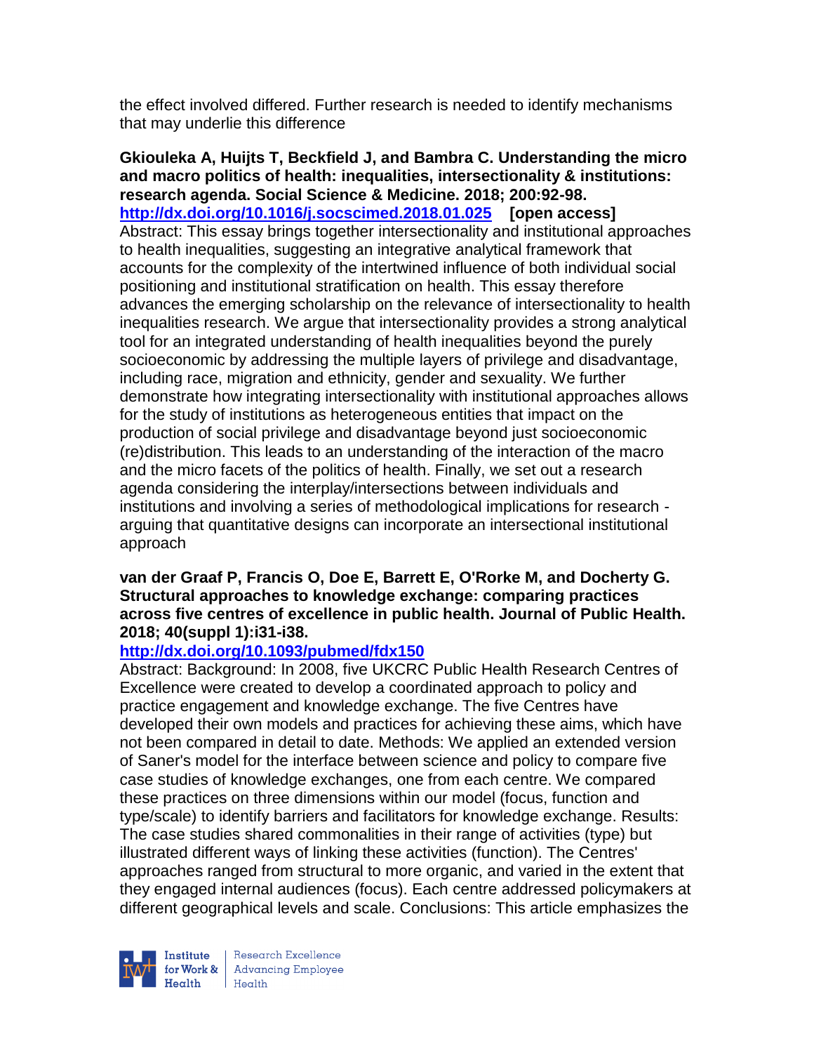the effect involved differed. Further research is needed to identify mechanisms that may underlie this difference

**Gkiouleka A, Huijts T, Beckfield J, and Bambra C. Understanding the micro and macro politics of health: inequalities, intersectionality & institutions: research agenda. Social Science & Medicine. 2018; 200:92-98.**
**http://dx.doi.org/10.1016/j.socscimed.2018.01.025** **[open access]**
Abstract: This essay brings together intersectionality and institutional approaches to health inequalities, suggesting an integrative analytical framework that accounts for the complexity of the intertwined influence of both individual social positioning and institutional stratification on health. This essay therefore advances the emerging scholarship on the relevance of intersectionality to health inequalities research. We argue that intersectionality provides a strong analytical tool for an integrated understanding of health inequalities beyond the purely socioeconomic by addressing the multiple layers of privilege and disadvantage, including race, migration and ethnicity, gender and sexuality. We further demonstrate how integrating intersectionality with institutional approaches allows for the study of institutions as heterogeneous entities that impact on the production of social privilege and disadvantage beyond just socioeconomic (re)distribution. This leads to an understanding of the interaction of the macro and the micro facets of the politics of health. Finally, we set out a research agenda considering the interplay/intersections between individuals and institutions and involving a series of methodological implications for research - arguing that quantitative designs can incorporate an intersectional institutional approach

**van der Graaf P, Francis O, Doe E, Barrett E, O'Rorke M, and Docherty G. Structural approaches to knowledge exchange: comparing practices across five centres of excellence in public health. Journal of Public Health. 2018; 40(suppl 1):i31-i38.**
**http://dx.doi.org/10.1093/pubmed/fdx150**
Abstract: Background: In 2008, five UKCRC Public Health Research Centres of Excellence were created to develop a coordinated approach to policy and practice engagement and knowledge exchange. The five Centres have developed their own models and practices for achieving these aims, which have not been compared in detail to date. Methods: We applied an extended version of Saner's model for the interface between science and policy to compare five case studies of knowledge exchanges, one from each centre. We compared these practices on three dimensions within our model (focus, function and type/scale) to identify barriers and facilitators for knowledge exchange. Results: The case studies shared commonalities in their range of activities (type) but illustrated different ways of linking these activities (function). The Centres' approaches ranged from structural to more organic, and varied in the extent that they engaged internal audiences (focus). Each centre addressed policymakers at different geographical levels and scale. Conclusions: This article emphasizes the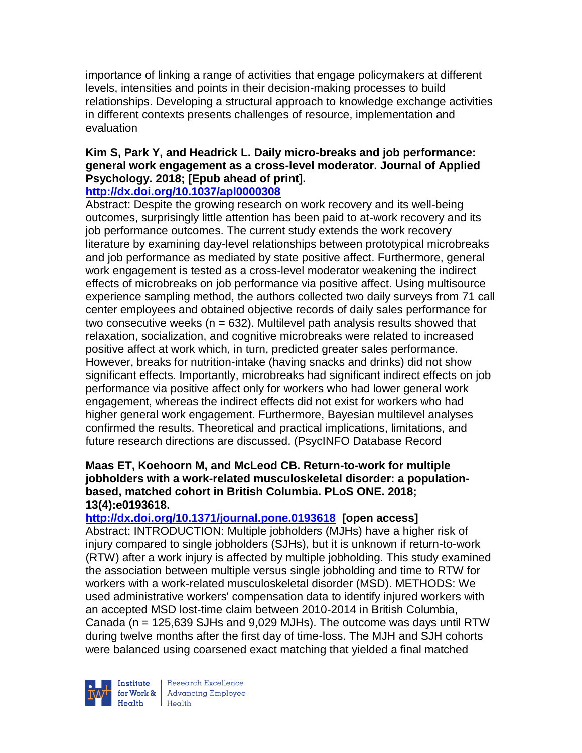importance of linking a range of activities that engage policymakers at different levels, intensities and points in their decision-making processes to build relationships. Developing a structural approach to knowledge exchange activities in different contexts presents challenges of resource, implementation and evaluation

**Kim S, Park Y, and Headrick L. Daily micro-breaks and job performance: general work engagement as a cross-level moderator. Journal of Applied Psychology. 2018; [Epub ahead of print].**
**http://dx.doi.org/10.1037/apl0000308**
Abstract: Despite the growing research on work recovery and its well-being outcomes, surprisingly little attention has been paid to at-work recovery and its job performance outcomes. The current study extends the work recovery literature by examining day-level relationships between prototypical microbreaks and job performance as mediated by state positive affect. Furthermore, general work engagement is tested as a cross-level moderator weakening the indirect effects of microbreaks on job performance via positive affect. Using multisource experience sampling method, the authors collected two daily surveys from 71 call center employees and obtained objective records of daily sales performance for two consecutive weeks (n = 632). Multilevel path analysis results showed that relaxation, socialization, and cognitive microbreaks were related to increased positive affect at work which, in turn, predicted greater sales performance. However, breaks for nutrition-intake (having snacks and drinks) did not show significant effects. Importantly, microbreaks had significant indirect effects on job performance via positive affect only for workers who had lower general work engagement, whereas the indirect effects did not exist for workers who had higher general work engagement. Furthermore, Bayesian multilevel analyses confirmed the results. Theoretical and practical implications, limitations, and future research directions are discussed. (PsycINFO Database Record

**Maas ET, Koehoorn M, and McLeod CB. Return-to-work for multiple jobholders with a work-related musculoskeletal disorder: a population-based, matched cohort in British Columbia. PLoS ONE. 2018; 13(4):e0193618.**
**http://dx.doi.org/10.1371/journal.pone.0193618 [open access]**
Abstract: INTRODUCTION: Multiple jobholders (MJHs) have a higher risk of injury compared to single jobholders (SJHs), but it is unknown if return-to-work (RTW) after a work injury is affected by multiple jobholding. This study examined the association between multiple versus single jobholding and time to RTW for workers with a work-related musculoskeletal disorder (MSD). METHODS: We used administrative workers' compensation data to identify injured workers with an accepted MSD lost-time claim between 2010-2014 in British Columbia, Canada (n = 125,639 SJHs and 9,029 MJHs). The outcome was days until RTW during twelve months after the first day of time-loss. The MJH and SJH cohorts were balanced using coarsened exact matching that yielded a final matched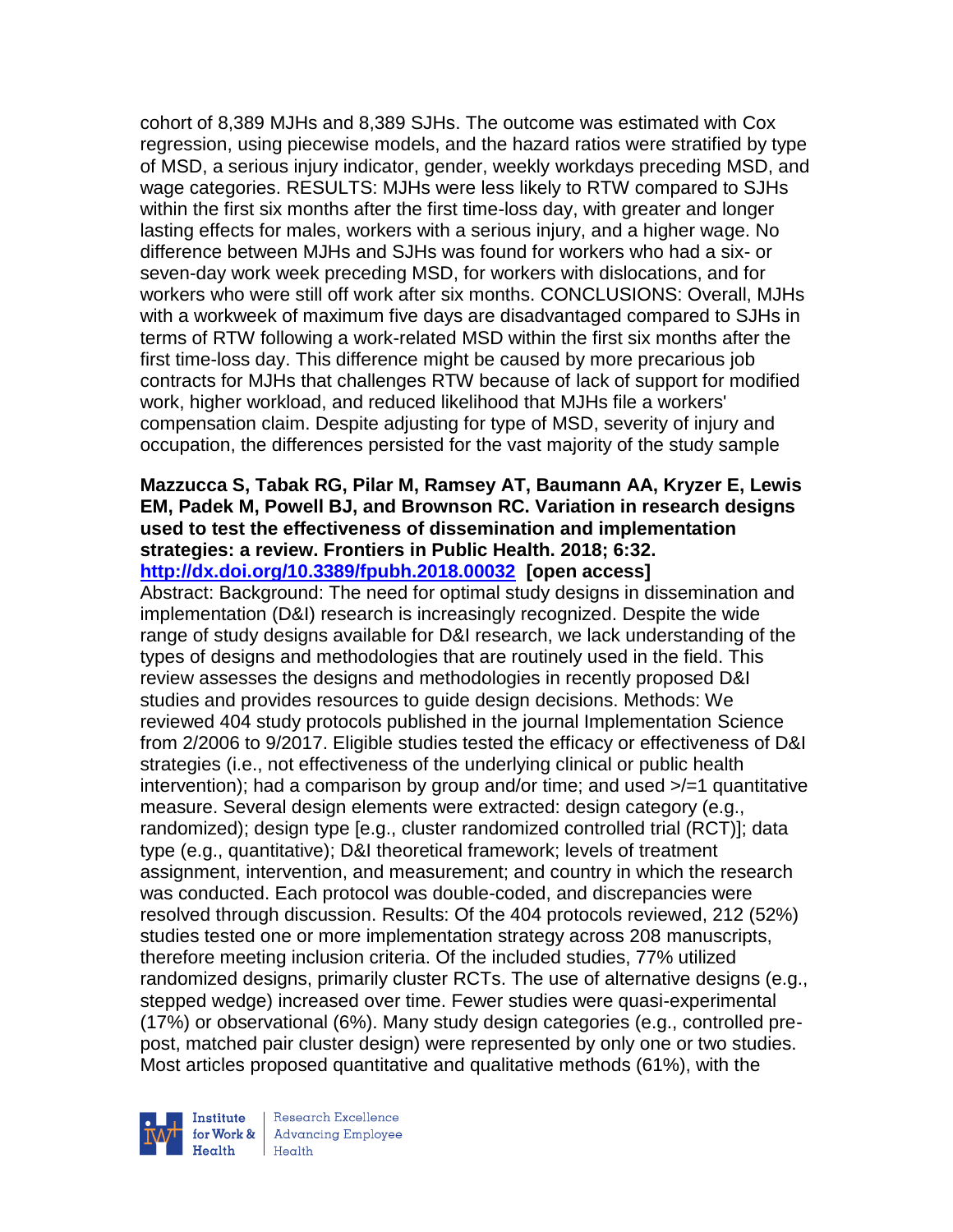cohort of 8,389 MJHs and 8,389 SJHs. The outcome was estimated with Cox regression, using piecewise models, and the hazard ratios were stratified by type of MSD, a serious injury indicator, gender, weekly workdays preceding MSD, and wage categories. RESULTS: MJHs were less likely to RTW compared to SJHs within the first six months after the first time-loss day, with greater and longer lasting effects for males, workers with a serious injury, and a higher wage. No difference between MJHs and SJHs was found for workers who had a six- or seven-day work week preceding MSD, for workers with dislocations, and for workers who were still off work after six months. CONCLUSIONS: Overall, MJHs with a workweek of maximum five days are disadvantaged compared to SJHs in terms of RTW following a work-related MSD within the first six months after the first time-loss day. This difference might be caused by more precarious job contracts for MJHs that challenges RTW because of lack of support for modified work, higher workload, and reduced likelihood that MJHs file a workers' compensation claim. Despite adjusting for type of MSD, severity of injury and occupation, the differences persisted for the vast majority of the study sample

**Mazzucca S, Tabak RG, Pilar M, Ramsey AT, Baumann AA, Kryzer E, Lewis EM, Padek M, Powell BJ, and Brownson RC. Variation in research designs used to test the effectiveness of dissemination and implementation strategies: a review. Frontiers in Public Health. 2018; 6:32. http://dx.doi.org/10.3389/fpubh.2018.00032 [open access]**

Abstract: Background: The need for optimal study designs in dissemination and implementation (D&I) research is increasingly recognized. Despite the wide range of study designs available for D&I research, we lack understanding of the types of designs and methodologies that are routinely used in the field. This review assesses the designs and methodologies in recently proposed D&I studies and provides resources to guide design decisions. Methods: We reviewed 404 study protocols published in the journal Implementation Science from 2/2006 to 9/2017. Eligible studies tested the efficacy or effectiveness of D&I strategies (i.e., not effectiveness of the underlying clinical or public health intervention); had a comparison by group and/or time; and used >/=1 quantitative measure. Several design elements were extracted: design category (e.g., randomized); design type [e.g., cluster randomized controlled trial (RCT)]; data type (e.g., quantitative); D&I theoretical framework; levels of treatment assignment, intervention, and measurement; and country in which the research was conducted. Each protocol was double-coded, and discrepancies were resolved through discussion. Results: Of the 404 protocols reviewed, 212 (52%) studies tested one or more implementation strategy across 208 manuscripts, therefore meeting inclusion criteria. Of the included studies, 77% utilized randomized designs, primarily cluster RCTs. The use of alternative designs (e.g., stepped wedge) increased over time. Fewer studies were quasi-experimental (17%) or observational (6%). Many study design categories (e.g., controlled pre-post, matched pair cluster design) were represented by only one or two studies. Most articles proposed quantitative and qualitative methods (61%), with the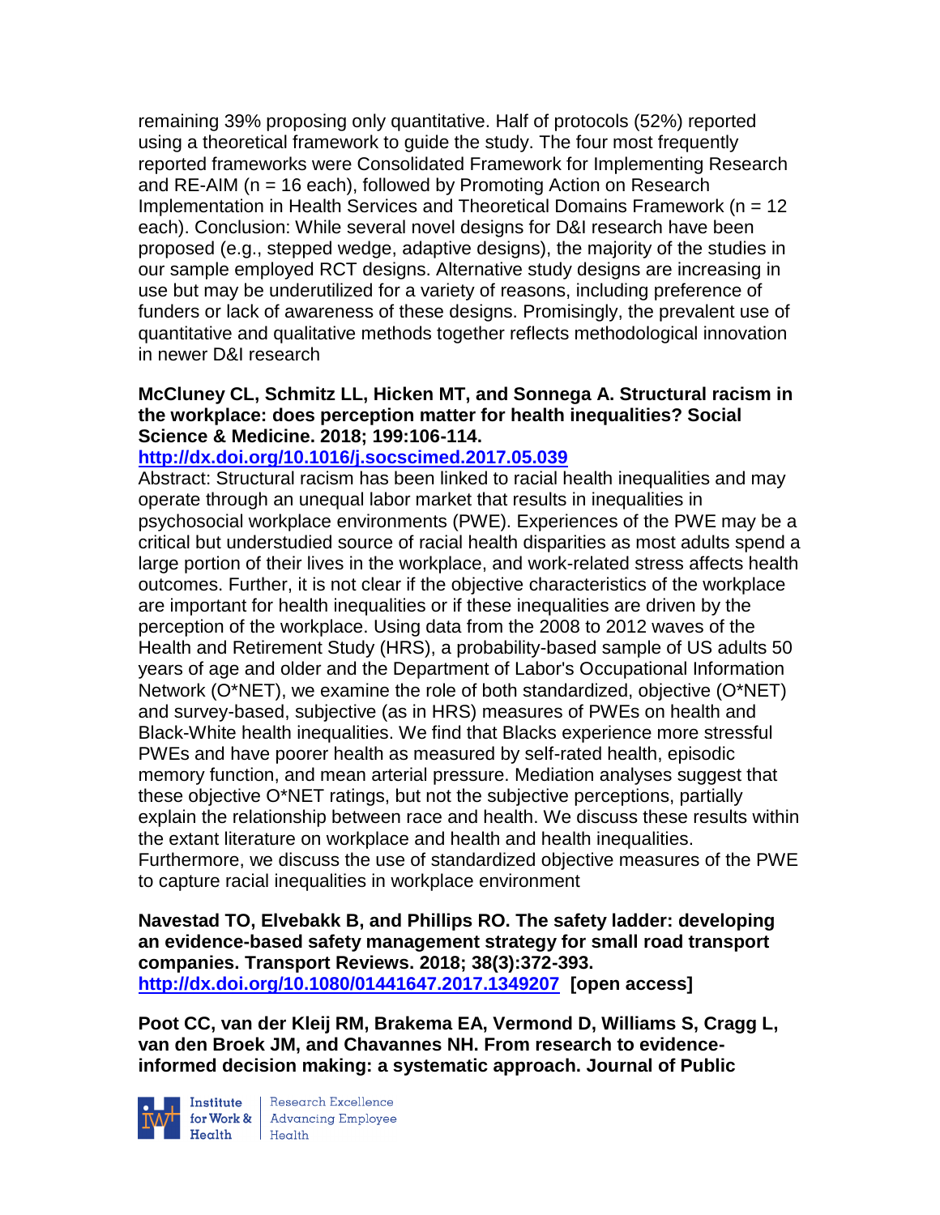remaining 39% proposing only quantitative. Half of protocols (52%) reported using a theoretical framework to guide the study. The four most frequently reported frameworks were Consolidated Framework for Implementing Research and RE-AIM (n = 16 each), followed by Promoting Action on Research Implementation in Health Services and Theoretical Domains Framework (n = 12 each). Conclusion: While several novel designs for D&I research have been proposed (e.g., stepped wedge, adaptive designs), the majority of the studies in our sample employed RCT designs. Alternative study designs are increasing in use but may be underutilized for a variety of reasons, including preference of funders or lack of awareness of these designs. Promisingly, the prevalent use of quantitative and qualitative methods together reflects methodological innovation in newer D&I research

**McCluney CL, Schmitz LL, Hicken MT, and Sonnega A. Structural racism in the workplace: does perception matter for health inequalities? Social Science & Medicine. 2018; 199:106-114.**
**http://dx.doi.org/10.1016/j.socscimed.2017.05.039**
Abstract: Structural racism has been linked to racial health inequalities and may operate through an unequal labor market that results in inequalities in psychosocial workplace environments (PWE). Experiences of the PWE may be a critical but understudied source of racial health disparities as most adults spend a large portion of their lives in the workplace, and work-related stress affects health outcomes. Further, it is not clear if the objective characteristics of the workplace are important for health inequalities or if these inequalities are driven by the perception of the workplace. Using data from the 2008 to 2012 waves of the Health and Retirement Study (HRS), a probability-based sample of US adults 50 years of age and older and the Department of Labor's Occupational Information Network (O*NET), we examine the role of both standardized, objective (O*NET) and survey-based, subjective (as in HRS) measures of PWEs on health and Black-White health inequalities. We find that Blacks experience more stressful PWEs and have poorer health as measured by self-rated health, episodic memory function, and mean arterial pressure. Mediation analyses suggest that these objective O*NET ratings, but not the subjective perceptions, partially explain the relationship between race and health. We discuss these results within the extant literature on workplace and health and health inequalities. Furthermore, we discuss the use of standardized objective measures of the PWE to capture racial inequalities in workplace environment

**Navestad TO, Elvebakk B, and Phillips RO. The safety ladder: developing an evidence-based safety management strategy for small road transport companies. Transport Reviews. 2018; 38(3):372-393.**
**http://dx.doi.org/10.1080/01441647.2017.1349207 [open access]**

**Poot CC, van der Kleij RM, Brakema EA, Vermond D, Williams S, Cragg L, van den Broek JM, and Chavannes NH. From research to evidence-informed decision making: a systematic approach. Journal of Public**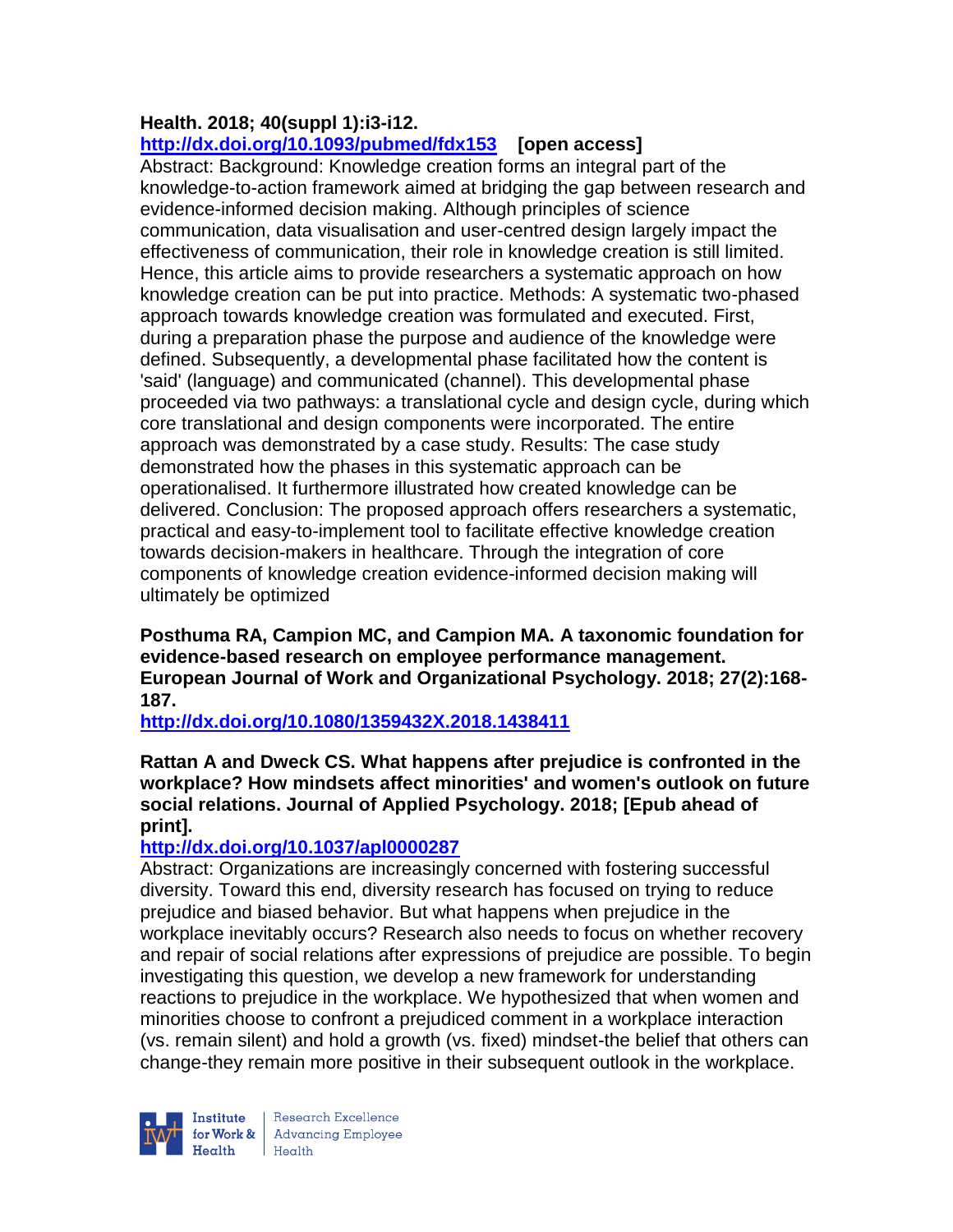**Health. 2018; 40(suppl 1):i3-i12.**
**http://dx.doi.org/10.1093/pubmed/fdx153 [open access]**
Abstract: Background: Knowledge creation forms an integral part of the knowledge-to-action framework aimed at bridging the gap between research and evidence-informed decision making. Although principles of science communication, data visualisation and user-centred design largely impact the effectiveness of communication, their role in knowledge creation is still limited. Hence, this article aims to provide researchers a systematic approach on how knowledge creation can be put into practice. Methods: A systematic two-phased approach towards knowledge creation was formulated and executed. First, during a preparation phase the purpose and audience of the knowledge were defined. Subsequently, a developmental phase facilitated how the content is 'said' (language) and communicated (channel). This developmental phase proceeded via two pathways: a translational cycle and design cycle, during which core translational and design components were incorporated. The entire approach was demonstrated by a case study. Results: The case study demonstrated how the phases in this systematic approach can be operationalised. It furthermore illustrated how created knowledge can be delivered. Conclusion: The proposed approach offers researchers a systematic, practical and easy-to-implement tool to facilitate effective knowledge creation towards decision-makers in healthcare. Through the integration of core components of knowledge creation evidence-informed decision making will ultimately be optimized

**Posthuma RA, Campion MC, and Campion MA. A taxonomic foundation for evidence-based research on employee performance management. European Journal of Work and Organizational Psychology. 2018; 27(2):168-187.**
**http://dx.doi.org/10.1080/1359432X.2018.1438411**

**Rattan A and Dweck CS. What happens after prejudice is confronted in the workplace? How mindsets affect minorities' and women's outlook on future social relations. Journal of Applied Psychology. 2018; [Epub ahead of print].**
**http://dx.doi.org/10.1037/apl0000287**
Abstract: Organizations are increasingly concerned with fostering successful diversity. Toward this end, diversity research has focused on trying to reduce prejudice and biased behavior. But what happens when prejudice in the workplace inevitably occurs? Research also needs to focus on whether recovery and repair of social relations after expressions of prejudice are possible. To begin investigating this question, we develop a new framework for understanding reactions to prejudice in the workplace. We hypothesized that when women and minorities choose to confront a prejudiced comment in a workplace interaction (vs. remain silent) and hold a growth (vs. fixed) mindset-the belief that others can change-they remain more positive in their subsequent outlook in the workplace.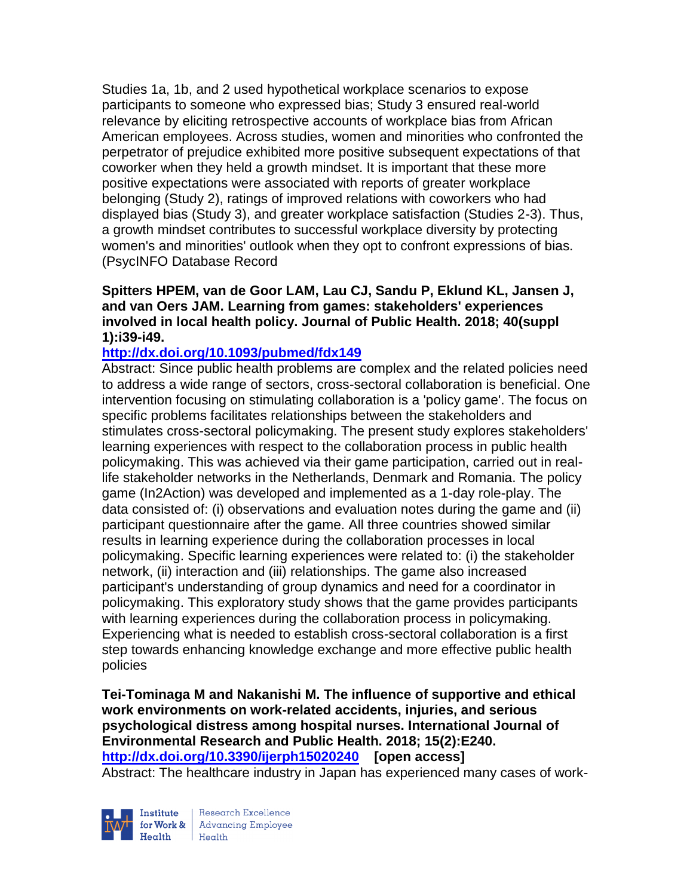Studies 1a, 1b, and 2 used hypothetical workplace scenarios to expose participants to someone who expressed bias; Study 3 ensured real-world relevance by eliciting retrospective accounts of workplace bias from African American employees. Across studies, women and minorities who confronted the perpetrator of prejudice exhibited more positive subsequent expectations of that coworker when they held a growth mindset. It is important that these more positive expectations were associated with reports of greater workplace belonging (Study 2), ratings of improved relations with coworkers who had displayed bias (Study 3), and greater workplace satisfaction (Studies 2-3). Thus, a growth mindset contributes to successful workplace diversity by protecting women's and minorities' outlook when they opt to confront expressions of bias. (PsycINFO Database Record

**Spitters HPEM, van de Goor LAM, Lau CJ, Sandu P, Eklund KL, Jansen J, and van Oers JAM. Learning from games: stakeholders' experiences involved in local health policy. Journal of Public Health. 2018; 40(suppl 1):i39-i49.**

**http://dx.doi.org/10.1093/pubmed/fdx149**

Abstract: Since public health problems are complex and the related policies need to address a wide range of sectors, cross-sectoral collaboration is beneficial. One intervention focusing on stimulating collaboration is a 'policy game'. The focus on specific problems facilitates relationships between the stakeholders and stimulates cross-sectoral policymaking. The present study explores stakeholders' learning experiences with respect to the collaboration process in public health policymaking. This was achieved via their game participation, carried out in real-life stakeholder networks in the Netherlands, Denmark and Romania. The policy game (In2Action) was developed and implemented as a 1-day role-play. The data consisted of: (i) observations and evaluation notes during the game and (ii) participant questionnaire after the game. All three countries showed similar results in learning experience during the collaboration processes in local policymaking. Specific learning experiences were related to: (i) the stakeholder network, (ii) interaction and (iii) relationships. The game also increased participant's understanding of group dynamics and need for a coordinator in policymaking. This exploratory study shows that the game provides participants with learning experiences during the collaboration process in policymaking. Experiencing what is needed to establish cross-sectoral collaboration is a first step towards enhancing knowledge exchange and more effective public health policies

**Tei-Tominaga M and Nakanishi M. The influence of supportive and ethical work environments on work-related accidents, injuries, and serious psychological distress among hospital nurses. International Journal of Environmental Research and Public Health. 2018; 15(2):E240.**
**http://dx.doi.org/10.3390/ijerph15020240** **[open access]**
Abstract: The healthcare industry in Japan has experienced many cases of work-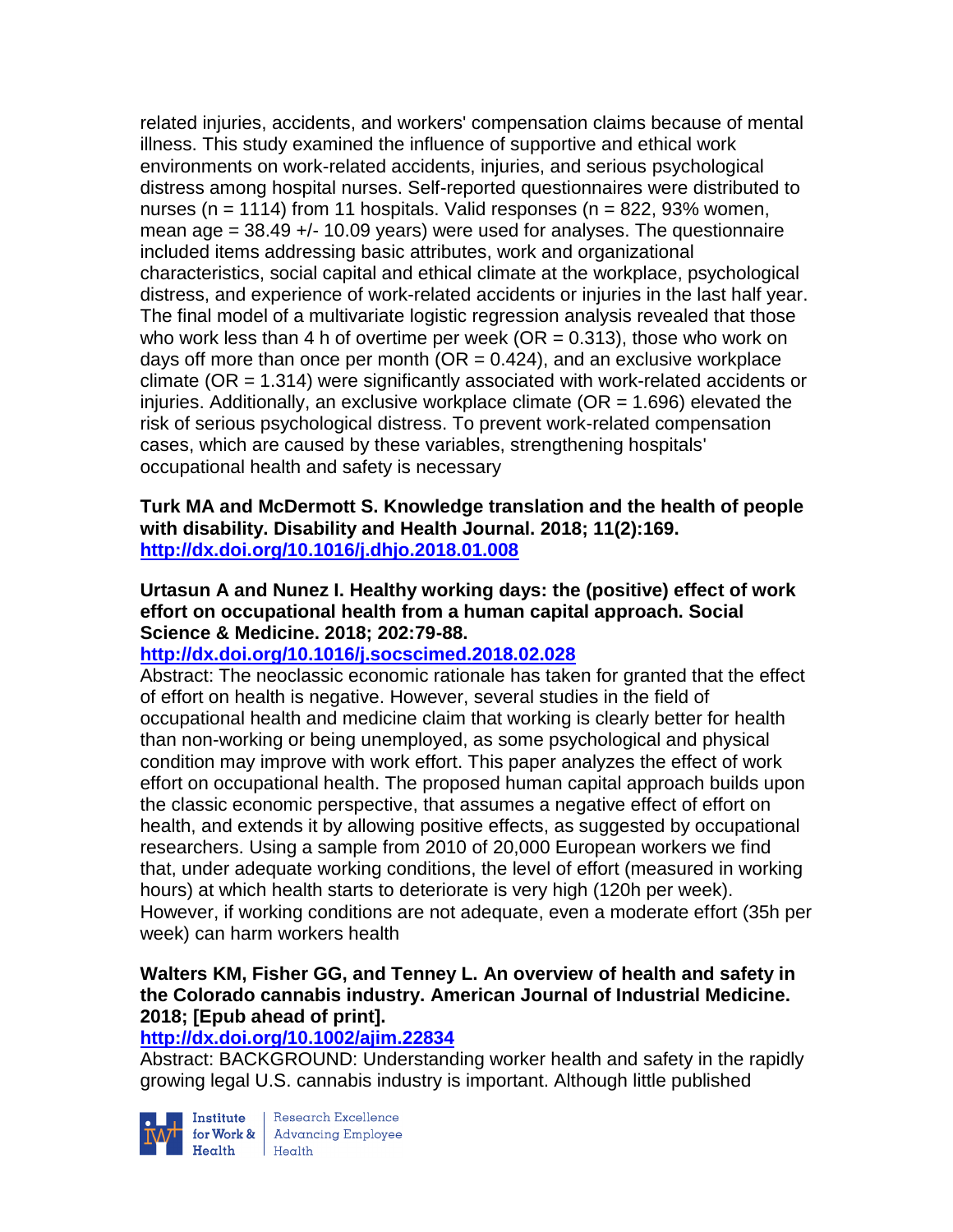related injuries, accidents, and workers' compensation claims because of mental illness. This study examined the influence of supportive and ethical work environments on work-related accidents, injuries, and serious psychological distress among hospital nurses. Self-reported questionnaires were distributed to nurses (n = 1114) from 11 hospitals. Valid responses (n = 822, 93% women, mean age = 38.49 +/- 10.09 years) were used for analyses. The questionnaire included items addressing basic attributes, work and organizational characteristics, social capital and ethical climate at the workplace, psychological distress, and experience of work-related accidents or injuries in the last half year. The final model of a multivariate logistic regression analysis revealed that those who work less than 4 h of overtime per week (OR = 0.313), those who work on days off more than once per month (OR = 0.424), and an exclusive workplace climate (OR = 1.314) were significantly associated with work-related accidents or injuries. Additionally, an exclusive workplace climate (OR = 1.696) elevated the risk of serious psychological distress. To prevent work-related compensation cases, which are caused by these variables, strengthening hospitals' occupational health and safety is necessary

**Turk MA and McDermott S. Knowledge translation and the health of people with disability. Disability and Health Journal. 2018; 11(2):169.**
**http://dx.doi.org/10.1016/j.dhjo.2018.01.008**

**Urtasun A and Nunez I. Healthy working days: the (positive) effect of work effort on occupational health from a human capital approach. Social Science & Medicine. 2018; 202:79-88.**
**http://dx.doi.org/10.1016/j.socscimed.2018.02.028**
Abstract: The neoclassic economic rationale has taken for granted that the effect of effort on health is negative. However, several studies in the field of occupational health and medicine claim that working is clearly better for health than non-working or being unemployed, as some psychological and physical condition may improve with work effort. This paper analyzes the effect of work effort on occupational health. The proposed human capital approach builds upon the classic economic perspective, that assumes a negative effect of effort on health, and extends it by allowing positive effects, as suggested by occupational researchers. Using a sample from 2010 of 20,000 European workers we find that, under adequate working conditions, the level of effort (measured in working hours) at which health starts to deteriorate is very high (120h per week). However, if working conditions are not adequate, even a moderate effort (35h per week) can harm workers health

**Walters KM, Fisher GG, and Tenney L. An overview of health and safety in the Colorado cannabis industry. American Journal of Industrial Medicine. 2018; [Epub ahead of print].**
**http://dx.doi.org/10.1002/ajim.22834**
Abstract: BACKGROUND: Understanding worker health and safety in the rapidly growing legal U.S. cannabis industry is important. Although little published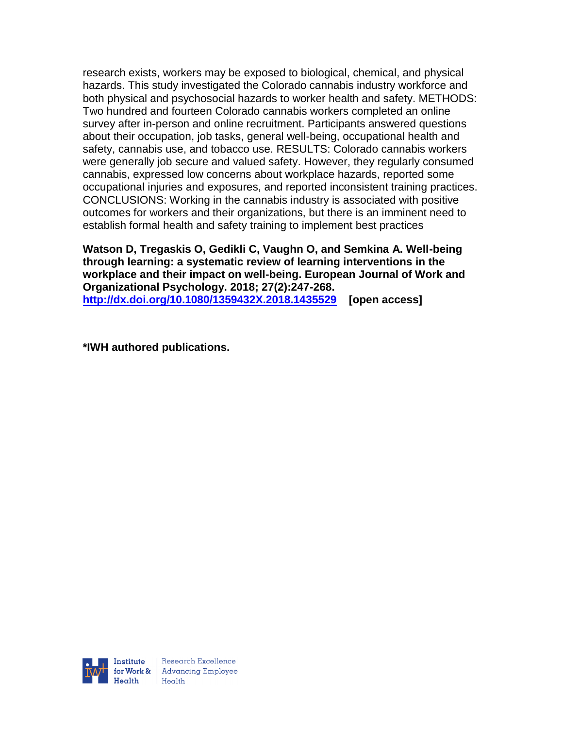research exists, workers may be exposed to biological, chemical, and physical hazards. This study investigated the Colorado cannabis industry workforce and both physical and psychosocial hazards to worker health and safety. METHODS: Two hundred and fourteen Colorado cannabis workers completed an online survey after in-person and online recruitment. Participants answered questions about their occupation, job tasks, general well-being, occupational health and safety, cannabis use, and tobacco use. RESULTS: Colorado cannabis workers were generally job secure and valued safety. However, they regularly consumed cannabis, expressed low concerns about workplace hazards, reported some occupational injuries and exposures, and reported inconsistent training practices. CONCLUSIONS: Working in the cannabis industry is associated with positive outcomes for workers and their organizations, but there is an imminent need to establish formal health and safety training to implement best practices

**Watson D, Tregaskis O, Gedikli C, Vaughn O, and Semkina A. Well-being through learning: a systematic review of learning interventions in the workplace and their impact on well-being. European Journal of Work and Organizational Psychology. 2018; 27(2):247-268.**
**http://dx.doi.org/10.1080/1359432X.2018.1435529 [open access]**

***IWH authored publications.**